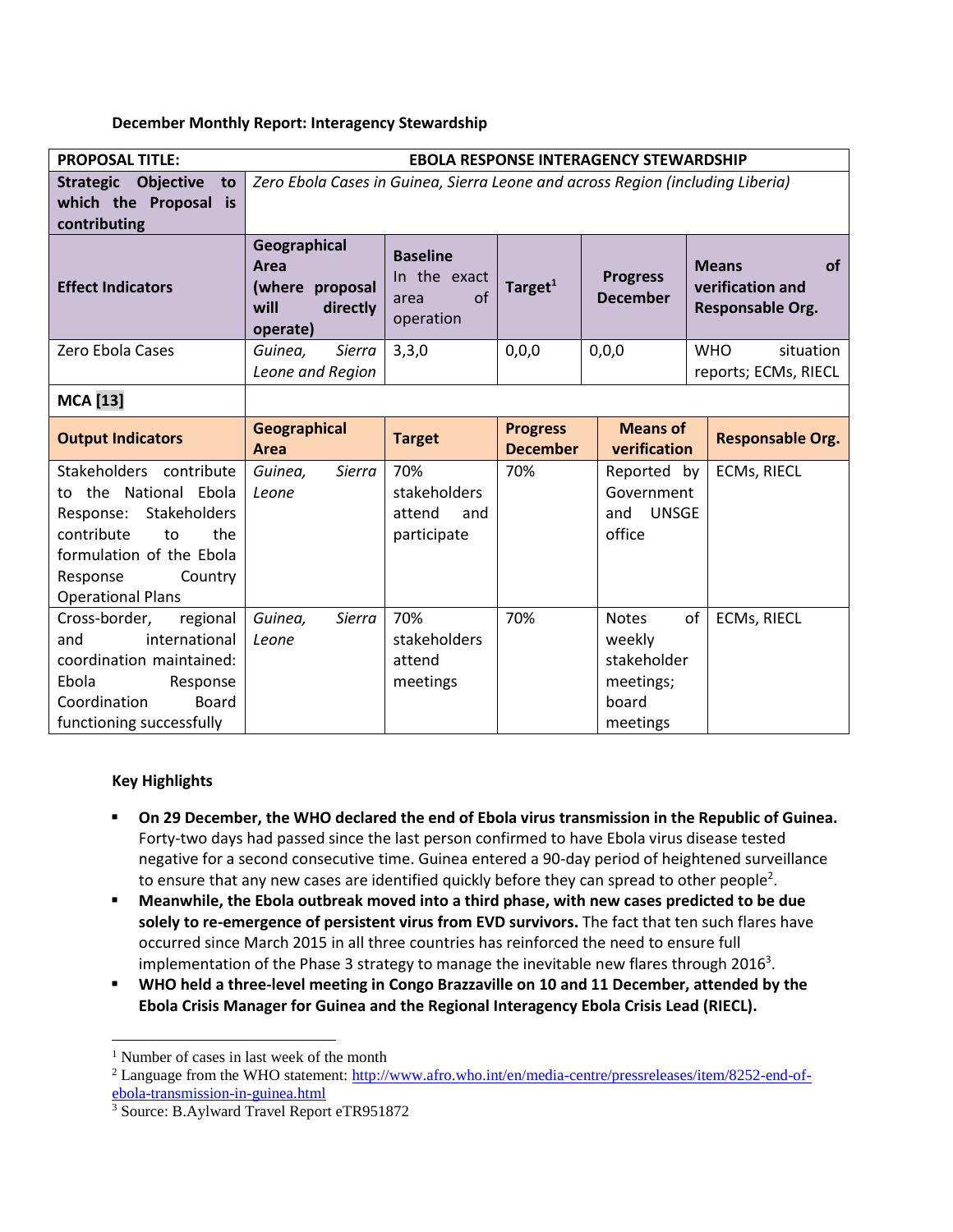**December Monthly Report: Interagency Stewardship**

| **PROPOSAL TITLE:** | **EBOLA RESPONSE INTERAGENCY STEWARDSHIP** | | | | |
|---|---|---|---|---|---|
| **Strategic Objective to which the Proposal is contributing** | *Zero Ebola Cases in Guinea, Sierra Leone and across Region (including Liberia)* | | | | |
| **Effect Indicators** | **Geographical Area (where proposal will directly operate)** | **Baseline** In the exact area of operation | **Target**[1] | **Progress December** | **Means of verification and Responsable Org.** |
| Zero Ebola Cases | *Guinea, Sierra Leone and Region* | 3,3,0 | 0,0,0 | 0,0,0 | WHO situation reports; ECMs, RIECL |
| **MCA [13]** | | | | | |

| **Output Indicators** | **Geographical Area** | **Target** | **Progress December** | **Means of verification** | **Responsable Org.** |
|---|---|---|---|---|---|
| Stakeholders contribute to the National Ebola Response: Stakeholders contribute to the formulation of the Ebola Response Country Operational Plans | *Guinea, Sierra Leone* | 70% stakeholders attend and participate | 70% | Reported by Government and UNSGE office | ECMs, RIECL |
| Cross-border, regional and international coordination maintained: Ebola Response Coordination Board functioning successfully | *Guinea, Sierra Leone* | 70% stakeholders attend meetings | 70% | Notes of weekly stakeholder meetings; board meetings | ECMs, RIECL |

**Key Highlights**

- **On 29 December, the WHO declared the end of Ebola virus transmission in the Republic of Guinea.** Forty-two days had passed since the last person confirmed to have Ebola virus disease tested negative for a second consecutive time. Guinea entered a 90-day period of heightened surveillance to ensure that any new cases are identified quickly before they can spread to other people[2].
- **Meanwhile, the Ebola outbreak moved into a third phase, with new cases predicted to be due solely to re-emergence of persistent virus from EVD survivors.** The fact that ten such flares have occurred since March 2015 in all three countries has reinforced the need to ensure full implementation of the Phase 3 strategy to manage the inevitable new flares through 2016[3].
- **WHO held a three-level meeting in Congo Brazzaville on 10 and 11 December, attended by the Ebola Crisis Manager for Guinea and the Regional Interagency Ebola Crisis Lead (RIECL).**

---

[1] Number of cases in last week of the month

[2] Language from the WHO statement: http://www.afro.who.int/en/media-centre/pressreleases/item/8252-end-of-ebola-transmission-in-guinea.html

[3] Source: B.Aylward Travel Report eTR951872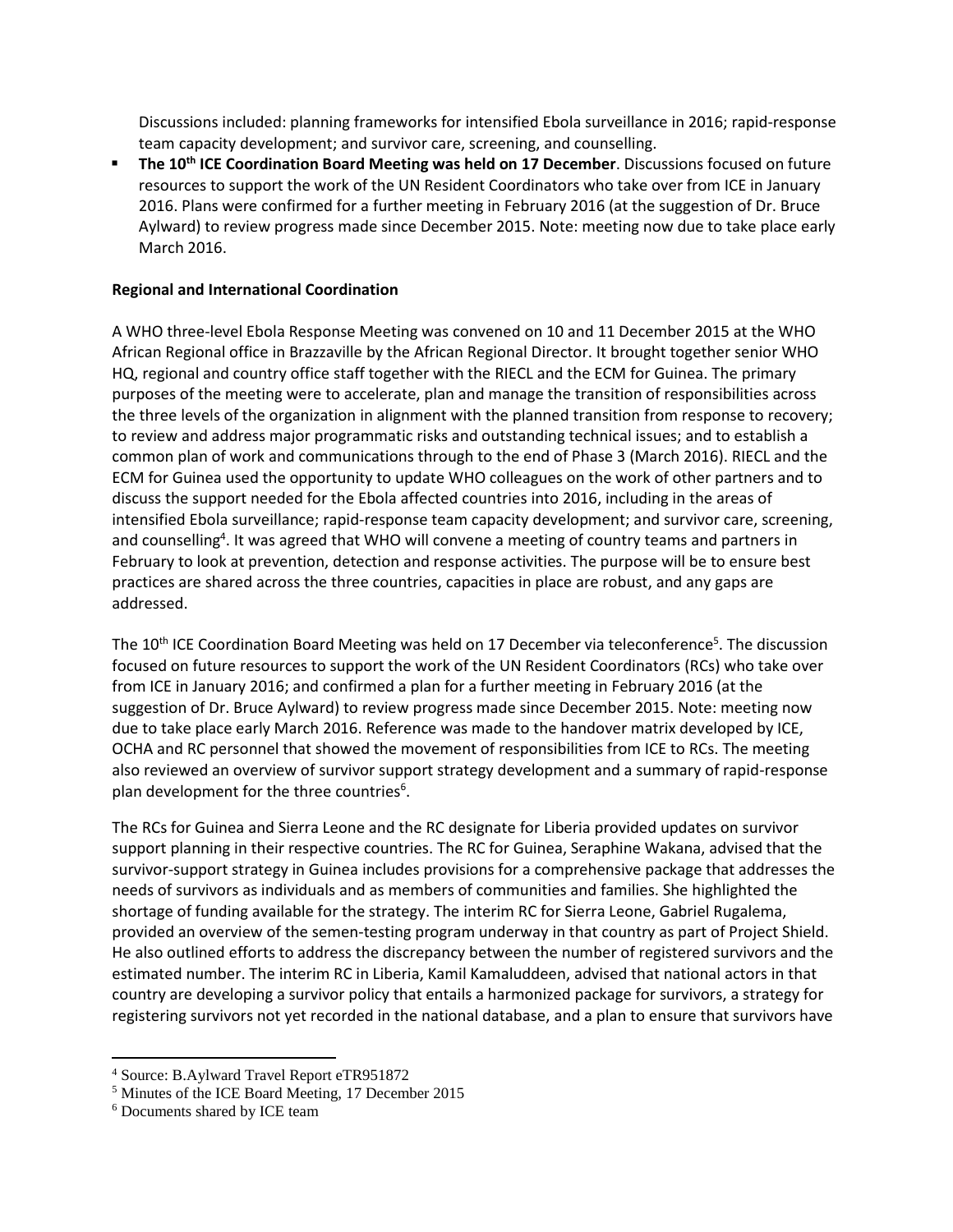Discussions included: planning frameworks for intensified Ebola surveillance in 2016; rapid-response team capacity development; and survivor care, screening, and counselling.

- **The 10th ICE Coordination Board Meeting was held on 17 December**. Discussions focused on future resources to support the work of the UN Resident Coordinators who take over from ICE in January 2016. Plans were confirmed for a further meeting in February 2016 (at the suggestion of Dr. Bruce Aylward) to review progress made since December 2015. Note: meeting now due to take place early March 2016.

**Regional and International Coordination**

A WHO three-level Ebola Response Meeting was convened on 10 and 11 December 2015 at the WHO African Regional office in Brazzaville by the African Regional Director. It brought together senior WHO HQ, regional and country office staff together with the RIECL and the ECM for Guinea. The primary purposes of the meeting were to accelerate, plan and manage the transition of responsibilities across the three levels of the organization in alignment with the planned transition from response to recovery; to review and address major programmatic risks and outstanding technical issues; and to establish a common plan of work and communications through to the end of Phase 3 (March 2016). RIECL and the ECM for Guinea used the opportunity to update WHO colleagues on the work of other partners and to discuss the support needed for the Ebola affected countries into 2016, including in the areas of intensified Ebola surveillance; rapid-response team capacity development; and survivor care, screening, and counselling[4]. It was agreed that WHO will convene a meeting of country teams and partners in February to look at prevention, detection and response activities. The purpose will be to ensure best practices are shared across the three countries, capacities in place are robust, and any gaps are addressed.

The 10th ICE Coordination Board Meeting was held on 17 December via teleconference[5]. The discussion focused on future resources to support the work of the UN Resident Coordinators (RCs) who take over from ICE in January 2016; and confirmed a plan for a further meeting in February 2016 (at the suggestion of Dr. Bruce Aylward) to review progress made since December 2015. Note: meeting now due to take place early March 2016. Reference was made to the handover matrix developed by ICE, OCHA and RC personnel that showed the movement of responsibilities from ICE to RCs. The meeting also reviewed an overview of survivor support strategy development and a summary of rapid-response plan development for the three countries[6].

The RCs for Guinea and Sierra Leone and the RC designate for Liberia provided updates on survivor support planning in their respective countries. The RC for Guinea, Seraphine Wakana, advised that the survivor-support strategy in Guinea includes provisions for a comprehensive package that addresses the needs of survivors as individuals and as members of communities and families. She highlighted the shortage of funding available for the strategy. The interim RC for Sierra Leone, Gabriel Rugalema, provided an overview of the semen-testing program underway in that country as part of Project Shield. He also outlined efforts to address the discrepancy between the number of registered survivors and the estimated number. The interim RC in Liberia, Kamil Kamaluddeen, advised that national actors in that country are developing a survivor policy that entails a harmonized package for survivors, a strategy for registering survivors not yet recorded in the national database, and a plan to ensure that survivors have

[4] Source: B.Aylward Travel Report eTR951872

[5] Minutes of the ICE Board Meeting, 17 December 2015

[6] Documents shared by ICE team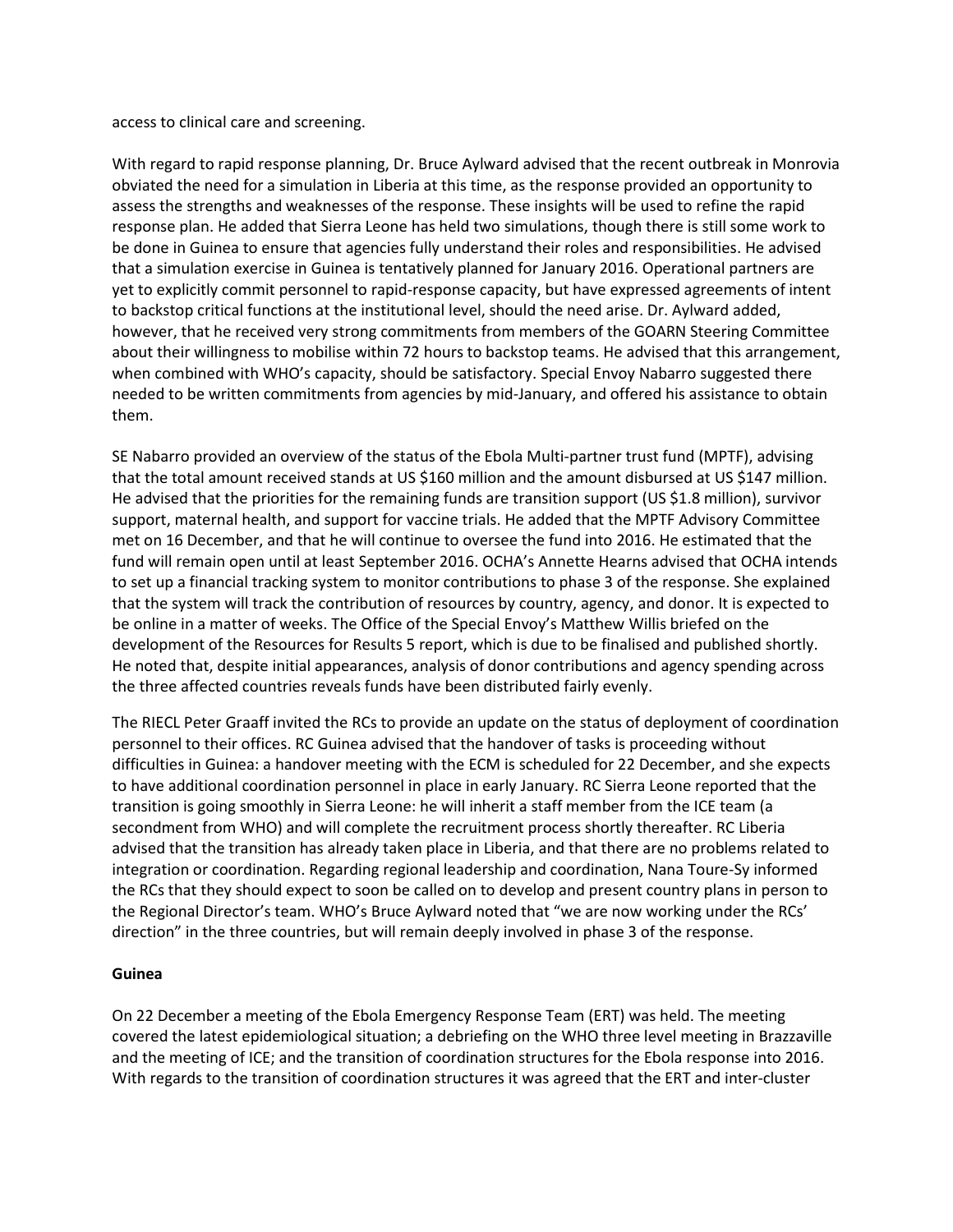access to clinical care and screening.

With regard to rapid response planning, Dr. Bruce Aylward advised that the recent outbreak in Monrovia obviated the need for a simulation in Liberia at this time, as the response provided an opportunity to assess the strengths and weaknesses of the response. These insights will be used to refine the rapid response plan. He added that Sierra Leone has held two simulations, though there is still some work to be done in Guinea to ensure that agencies fully understand their roles and responsibilities. He advised that a simulation exercise in Guinea is tentatively planned for January 2016. Operational partners are yet to explicitly commit personnel to rapid-response capacity, but have expressed agreements of intent to backstop critical functions at the institutional level, should the need arise. Dr. Aylward added, however, that he received very strong commitments from members of the GOARN Steering Committee about their willingness to mobilise within 72 hours to backstop teams. He advised that this arrangement, when combined with WHO's capacity, should be satisfactory. Special Envoy Nabarro suggested there needed to be written commitments from agencies by mid-January, and offered his assistance to obtain them.

SE Nabarro provided an overview of the status of the Ebola Multi-partner trust fund (MPTF), advising that the total amount received stands at US $160 million and the amount disbursed at US $147 million. He advised that the priorities for the remaining funds are transition support (US $1.8 million), survivor support, maternal health, and support for vaccine trials. He added that the MPTF Advisory Committee met on 16 December, and that he will continue to oversee the fund into 2016. He estimated that the fund will remain open until at least September 2016. OCHA's Annette Hearns advised that OCHA intends to set up a financial tracking system to monitor contributions to phase 3 of the response. She explained that the system will track the contribution of resources by country, agency, and donor. It is expected to be online in a matter of weeks. The Office of the Special Envoy's Matthew Willis briefed on the development of the Resources for Results 5 report, which is due to be finalised and published shortly. He noted that, despite initial appearances, analysis of donor contributions and agency spending across the three affected countries reveals funds have been distributed fairly evenly.

The RIECL Peter Graaff invited the RCs to provide an update on the status of deployment of coordination personnel to their offices. RC Guinea advised that the handover of tasks is proceeding without difficulties in Guinea: a handover meeting with the ECM is scheduled for 22 December, and she expects to have additional coordination personnel in place in early January. RC Sierra Leone reported that the transition is going smoothly in Sierra Leone: he will inherit a staff member from the ICE team (a secondment from WHO) and will complete the recruitment process shortly thereafter. RC Liberia advised that the transition has already taken place in Liberia, and that there are no problems related to integration or coordination. Regarding regional leadership and coordination, Nana Toure-Sy informed the RCs that they should expect to soon be called on to develop and present country plans in person to the Regional Director's team. WHO's Bruce Aylward noted that "we are now working under the RCs' direction" in the three countries, but will remain deeply involved in phase 3 of the response.

**Guinea**

On 22 December a meeting of the Ebola Emergency Response Team (ERT) was held. The meeting covered the latest epidemiological situation; a debriefing on the WHO three level meeting in Brazzaville and the meeting of ICE; and the transition of coordination structures for the Ebola response into 2016. With regards to the transition of coordination structures it was agreed that the ERT and inter-cluster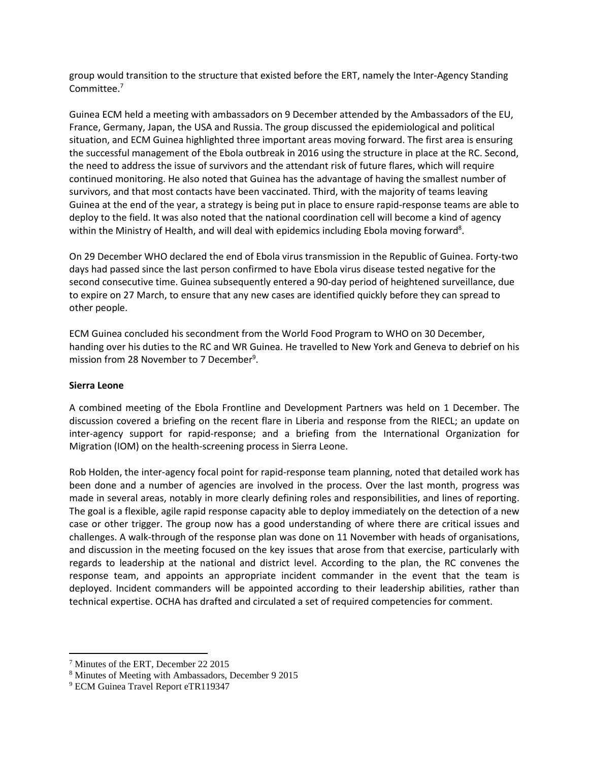group would transition to the structure that existed before the ERT, namely the Inter-Agency Standing Committee.[7]

Guinea ECM held a meeting with ambassadors on 9 December attended by the Ambassadors of the EU, France, Germany, Japan, the USA and Russia. The group discussed the epidemiological and political situation, and ECM Guinea highlighted three important areas moving forward. The first area is ensuring the successful management of the Ebola outbreak in 2016 using the structure in place at the RC. Second, the need to address the issue of survivors and the attendant risk of future flares, which will require continued monitoring. He also noted that Guinea has the advantage of having the smallest number of survivors, and that most contacts have been vaccinated. Third, with the majority of teams leaving Guinea at the end of the year, a strategy is being put in place to ensure rapid-response teams are able to deploy to the field. It was also noted that the national coordination cell will become a kind of agency within the Ministry of Health, and will deal with epidemics including Ebola moving forward[8].

On 29 December WHO declared the end of Ebola virus transmission in the Republic of Guinea. Forty-two days had passed since the last person confirmed to have Ebola virus disease tested negative for the second consecutive time. Guinea subsequently entered a 90-day period of heightened surveillance, due to expire on 27 March, to ensure that any new cases are identified quickly before they can spread to other people.

ECM Guinea concluded his secondment from the World Food Program to WHO on 30 December, handing over his duties to the RC and WR Guinea. He travelled to New York and Geneva to debrief on his mission from 28 November to 7 December[9].

**Sierra Leone**

A combined meeting of the Ebola Frontline and Development Partners was held on 1 December. The discussion covered a briefing on the recent flare in Liberia and response from the RIECL; an update on inter-agency support for rapid-response; and a briefing from the International Organization for Migration (IOM) on the health-screening process in Sierra Leone.

Rob Holden, the inter-agency focal point for rapid-response team planning, noted that detailed work has been done and a number of agencies are involved in the process. Over the last month, progress was made in several areas, notably in more clearly defining roles and responsibilities, and lines of reporting. The goal is a flexible, agile rapid response capacity able to deploy immediately on the detection of a new case or other trigger. The group now has a good understanding of where there are critical issues and challenges. A walk-through of the response plan was done on 11 November with heads of organisations, and discussion in the meeting focused on the key issues that arose from that exercise, particularly with regards to leadership at the national and district level. According to the plan, the RC convenes the response team, and appoints an appropriate incident commander in the event that the team is deployed. Incident commanders will be appointed according to their leadership abilities, rather than technical expertise. OCHA has drafted and circulated a set of required competencies for comment.

---

[7] Minutes of the ERT, December 22 2015

[8] Minutes of Meeting with Ambassadors, December 9 2015

[9] ECM Guinea Travel Report eTR119347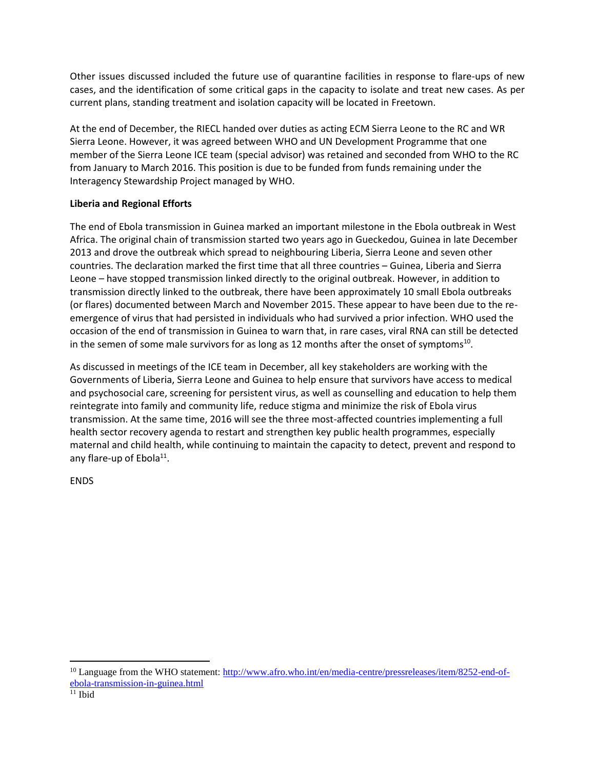Other issues discussed included the future use of quarantine facilities in response to flare-ups of new cases, and the identification of some critical gaps in the capacity to isolate and treat new cases. As per current plans, standing treatment and isolation capacity will be located in Freetown.

At the end of December, the RIECL handed over duties as acting ECM Sierra Leone to the RC and WR Sierra Leone. However, it was agreed between WHO and UN Development Programme that one member of the Sierra Leone ICE team (special advisor) was retained and seconded from WHO to the RC from January to March 2016. This position is due to be funded from funds remaining under the Interagency Stewardship Project managed by WHO.

**Liberia and Regional Efforts**

The end of Ebola transmission in Guinea marked an important milestone in the Ebola outbreak in West Africa. The original chain of transmission started two years ago in Gueckedou, Guinea in late December 2013 and drove the outbreak which spread to neighbouring Liberia, Sierra Leone and seven other countries. The declaration marked the first time that all three countries – Guinea, Liberia and Sierra Leone – have stopped transmission linked directly to the original outbreak. However, in addition to transmission directly linked to the outbreak, there have been approximately 10 small Ebola outbreaks (or flares) documented between March and November 2015. These appear to have been due to the re-emergence of virus that had persisted in individuals who had survived a prior infection. WHO used the occasion of the end of transmission in Guinea to warn that, in rare cases, viral RNA can still be detected in the semen of some male survivors for as long as 12 months after the onset of symptoms[10].

As discussed in meetings of the ICE team in December, all key stakeholders are working with the Governments of Liberia, Sierra Leone and Guinea to help ensure that survivors have access to medical and psychosocial care, screening for persistent virus, as well as counselling and education to help them reintegrate into family and community life, reduce stigma and minimize the risk of Ebola virus transmission. At the same time, 2016 will see the three most-affected countries implementing a full health sector recovery agenda to restart and strengthen key public health programmes, especially maternal and child health, while continuing to maintain the capacity to detect, prevent and respond to any flare-up of Ebola[11].

ENDS

---

[10] Language from the WHO statement: http://www.afro.who.int/en/media-centre/pressreleases/item/8252-end-of-ebola-transmission-in-guinea.html

[11] Ibid